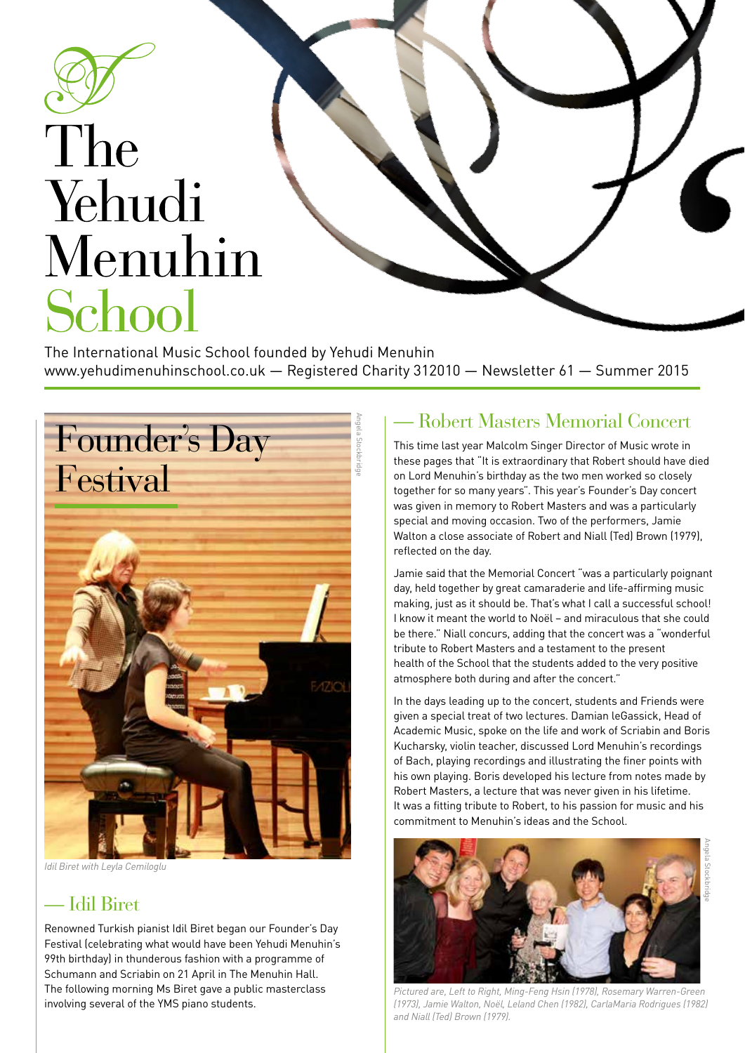# The Yehudi Menuhin School

The International Music School founded by Yehudi Menuhin
www.yehudimenuhinschool.co.uk — Registered Charity 312010 — Newsletter 61 — Summer 2015

## Founder's Day Festival

*Idil Biret with Leyla Cemiloglu*

### — Idil Biret

Renowned Turkish pianist Idil Biret began our Founder's Day Festival (celebrating what would have been Yehudi Menuhin's 99th birthday) in thunderous fashion with a programme of Schumann and Scriabin on 21 April in The Menuhin Hall. The following morning Ms Biret gave a public masterclass involving several of the YMS piano students.

### — Robert Masters Memorial Concert

This time last year Malcolm Singer Director of Music wrote in these pages that "It is extraordinary that Robert should have died on Lord Menuhin's birthday as the two men worked so closely together for so many years". This year's Founder's Day concert was given in memory to Robert Masters and was a particularly special and moving occasion. Two of the performers, Jamie Walton a close associate of Robert and Niall (Ted) Brown (1979), reflected on the day.

Jamie said that the Memorial Concert "was a particularly poignant day, held together by great camaraderie and life-affirming music making, just as it should be. That's what I call a successful school! I know it meant the world to Noël – and miraculous that she could be there." Niall concurs, adding that the concert was a "wonderful tribute to Robert Masters and a testament to the present health of the School that the students added to the very positive atmosphere both during and after the concert."

In the days leading up to the concert, students and Friends were given a special treat of two lectures. Damian leGassick, Head of Academic Music, spoke on the life and work of Scriabin and Boris Kucharsky, violin teacher, discussed Lord Menuhin's recordings of Bach, playing recordings and illustrating the finer points with his own playing. Boris developed his lecture from notes made by Robert Masters, a lecture that was never given in his lifetime. It was a fitting tribute to Robert, to his passion for music and his commitment to Menuhin's ideas and the School.

*Pictured are, Left to Right, Ming-Feng Hsin (1978), Rosemary Warren-Green (1973), Jamie Walton, Noël, Leland Chen (1982), CarlaMaria Rodrigues (1982) and Niall (Ted) Brown (1979).*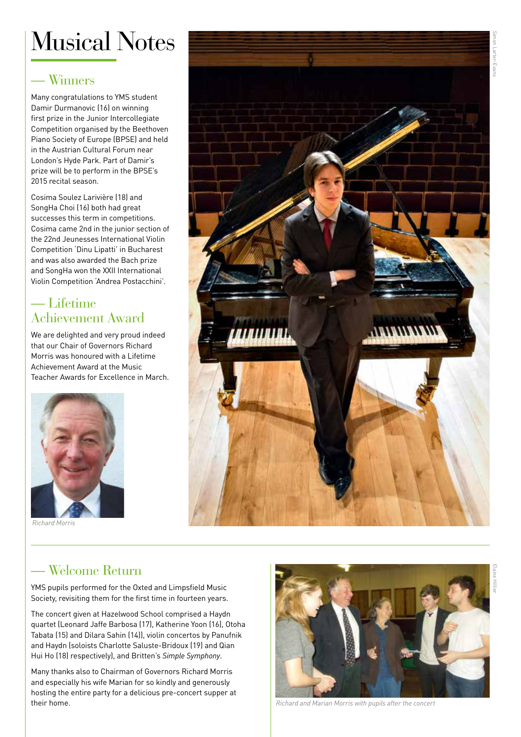# Musical Notes

## — Winners

Many congratulations to YMS student Damir Durmanovic (16) on winning first prize in the Junior Intercollegiate Competition organised by the Beethoven Piano Society of Europe (BPSE) and held in the Austrian Cultural Forum near London's Hyde Park. Part of Damir's prize will be to perform in the BPSE's 2015 recital season.

Cosima Soulez Larivière (18) and SongHa Choi (16) both had great successes this term in competitions. Cosima came 2nd in the junior section of the 22nd Jeunesses International Violin Competition 'Dinu Lipatti' in Bucharest and was also awarded the Bach prize and SongHa won the XXII International Violin Competition 'Andrea Postacchini'.

## — Lifetime Achievement Award

We are delighted and very proud indeed that our Chair of Governors Richard Morris was honoured with a Lifetime Achievement Award at the Music Teacher Awards for Excellence in March.

*Richard Morris*

Simon Larter-Evans

## — Welcome Return

YMS pupils performed for the Oxted and Limpsfield Music Society, revisiting them for the first time in fourteen years.

The concert given at Hazelwood School comprised a Haydn quartet (Leonard Jaffe Barbosa (17), Katherine Yoon (16), Otoha Tabata (15) and Dilara Sahin (14)), violin concertos by Panufnik and Haydn (soloists Charlotte Saluste-Bridoux (19) and Qian Hui Ho (18) respectively), and Britten's *Simple Symphony*.

Many thanks also to Chairman of Governors Richard Morris and especially his wife Marian for so kindly and generously hosting the entire party for a delicious pre-concert supper at their home.

*Richard and Marian Morris with pupils after the concert*

Elaine Hillier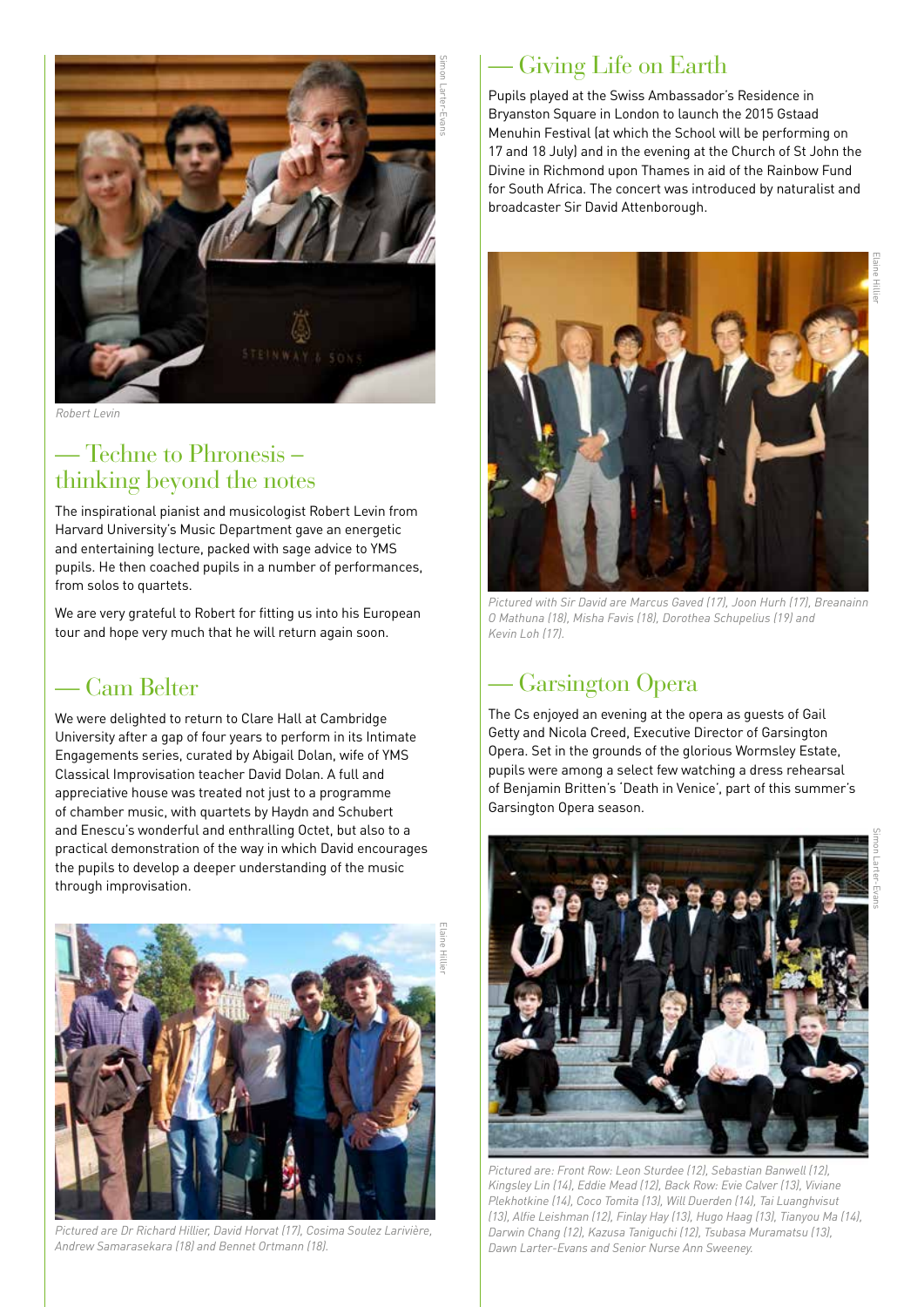Robert Levin

## — Techne to Phronesis – thinking beyond the notes

The inspirational pianist and musicologist Robert Levin from Harvard University's Music Department gave an energetic and entertaining lecture, packed with sage advice to YMS pupils. He then coached pupils in a number of performances, from solos to quartets.

We are very grateful to Robert for fitting us into his European tour and hope very much that he will return again soon.

## — Cam Belter

We were delighted to return to Clare Hall at Cambridge University after a gap of four years to perform in its Intimate Engagements series, curated by Abigail Dolan, wife of YMS Classical Improvisation teacher David Dolan. A full and appreciative house was treated not just to a programme of chamber music, with quartets by Haydn and Schubert and Enescu's wonderful and enthralling Octet, but also to a practical demonstration of the way in which David encourages the pupils to develop a deeper understanding of the music through improvisation.

*Pictured are Dr Richard Hillier, David Horvat (17), Cosima Soulez Larivière, Andrew Samarasekara (18) and Bennet Ortmann (18).*

## — Giving Life on Earth

Pupils played at the Swiss Ambassador's Residence in Bryanston Square in London to launch the 2015 Gstaad Menuhin Festival (at which the School will be performing on 17 and 18 July) and in the evening at the Church of St John the Divine in Richmond upon Thames in aid of the Rainbow Fund for South Africa. The concert was introduced by naturalist and broadcaster Sir David Attenborough.

*Pictured with Sir David are Marcus Gaved (17), Joon Hurh (17), Breanainn O Mathuna (18), Misha Favis (18), Dorothea Schupelius (19) and Kevin Loh (17).*

## — Garsington Opera

The Cs enjoyed an evening at the opera as guests of Gail Getty and Nicola Creed, Executive Director of Garsington Opera. Set in the grounds of the glorious Wormsley Estate, pupils were among a select few watching a dress rehearsal of Benjamin Britten's 'Death in Venice', part of this summer's Garsington Opera season.

*Pictured are: Front Row: Leon Sturdee (12), Sebastian Banwell (12), Kingsley Lin (14), Eddie Mead (12), Back Row: Evie Calver (13), Viviane Plekhotkine (14), Coco Tomita (13), Will Duerden (14), Tai Luanghvisut (13), Alfie Leishman (12), Finlay Hay (13), Hugo Haag (13), Tianyou Ma (14), Darwin Chang (12), Kazusa Taniguchi (12), Tsubasa Muramatsu (13), Dawn Larter-Evans and Senior Nurse Ann Sweeney.*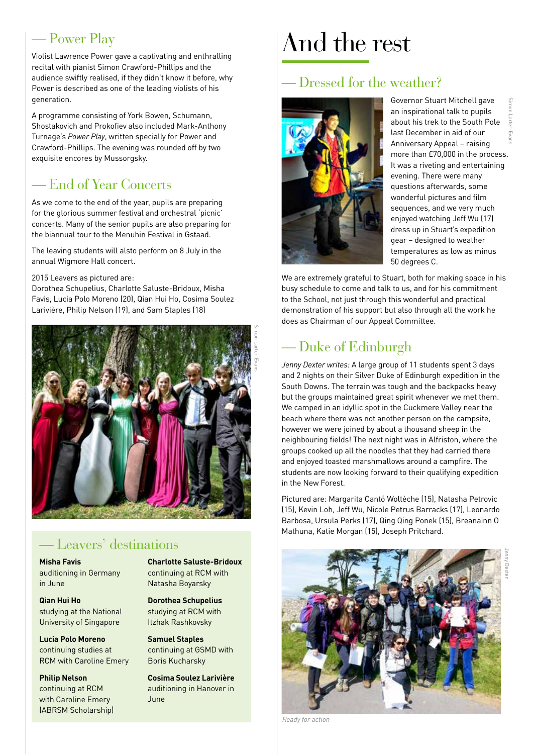## — Power Play

Violist Lawrence Power gave a captivating and enthralling recital with pianist Simon Crawford-Phillips and the audience swiftly realised, if they didn't know it before, why Power is described as one of the leading violists of his generation.

A programme consisting of York Bowen, Schumann, Shostakovich and Prokofiev also included Mark-Anthony Turnage's *Power Play*, written specially for Power and Crawford-Phillips. The evening was rounded off by two exquisite encores by Mussorgsky.

## — End of Year Concerts

As we come to the end of the year, pupils are preparing for the glorious summer festival and orchestral 'picnic' concerts. Many of the senior pupils are also preparing for the biannual tour to the Menuhin Festival in Gstaad.

The leaving students will alsto perform on 8 July in the annual Wigmore Hall concert.

2015 Leavers as pictured are:
Dorothea Schupelius, Charlotte Saluste-Bridoux, Misha Favis, Lucia Polo Moreno (20), Qian Hui Ho, Cosima Soulez Larivière, Philip Nelson (19), and Sam Staples (18)

Simon Larter-Evans

## — Leavers' destinations

**Misha Favis**
auditioning in Germany in June

**Qian Hui Ho**
studying at the National University of Singapore

**Lucia Polo Moreno**
continuing studies at RCM with Caroline Emery

**Philip Nelson**
continuing at RCM with Caroline Emery (ABRSM Scholarship)

**Charlotte Saluste-Bridoux**
continuing at RCM with Natasha Boyarsky

**Dorothea Schupelius**
studying at RCM with Itzhak Rashkovsky

**Samuel Staples**
continuing at GSMD with Boris Kucharsky

**Cosima Soulez Larivière**
auditioning in Hanover in June

# And the rest

## — Dressed for the weather?

Simon Larter-Evans

Governor Stuart Mitchell gave an inspirational talk to pupils about his trek to the South Pole last December in aid of our Anniversary Appeal – raising more than £70,000 in the process. It was a riveting and entertaining evening. There were many questions afterwards, some wonderful pictures and film sequences, and we very much enjoyed watching Jeff Wu (17) dress up in Stuart's expedition gear – designed to weather temperatures as low as minus 50 degrees C.

We are extremely grateful to Stuart, both for making space in his busy schedule to come and talk to us, and for his commitment to the School, not just through this wonderful and practical demonstration of his support but also through all the work he does as Chairman of our Appeal Committee.

## — Duke of Edinburgh

*Jenny Dexter writes:* A large group of 11 students spent 3 days and 2 nights on their Silver Duke of Edinburgh expedition in the South Downs. The terrain was tough and the backpacks heavy but the groups maintained great spirit whenever we met them. We camped in an idyllic spot in the Cuckmere Valley near the beach where there was not another person on the campsite, however we were joined by about a thousand sheep in the neighbouring fields! The next night was in Alfriston, where the groups cooked up all the noodles that they had carried there and enjoyed toasted marshmallows around a campfire. The students are now looking forward to their qualifying expedition in the New Forest.

Pictured are: Margarita Cantó Woltèche (15), Natasha Petrovic (15), Kevin Loh, Jeff Wu, Nicole Petrus Barracks (17), Leonardo Barbosa, Ursula Perks (17), Qing Qing Ponek (15), Breanainn O Mathuna, Katie Morgan (15), Joseph Pritchard.

Jenny Dexter

*Ready for action*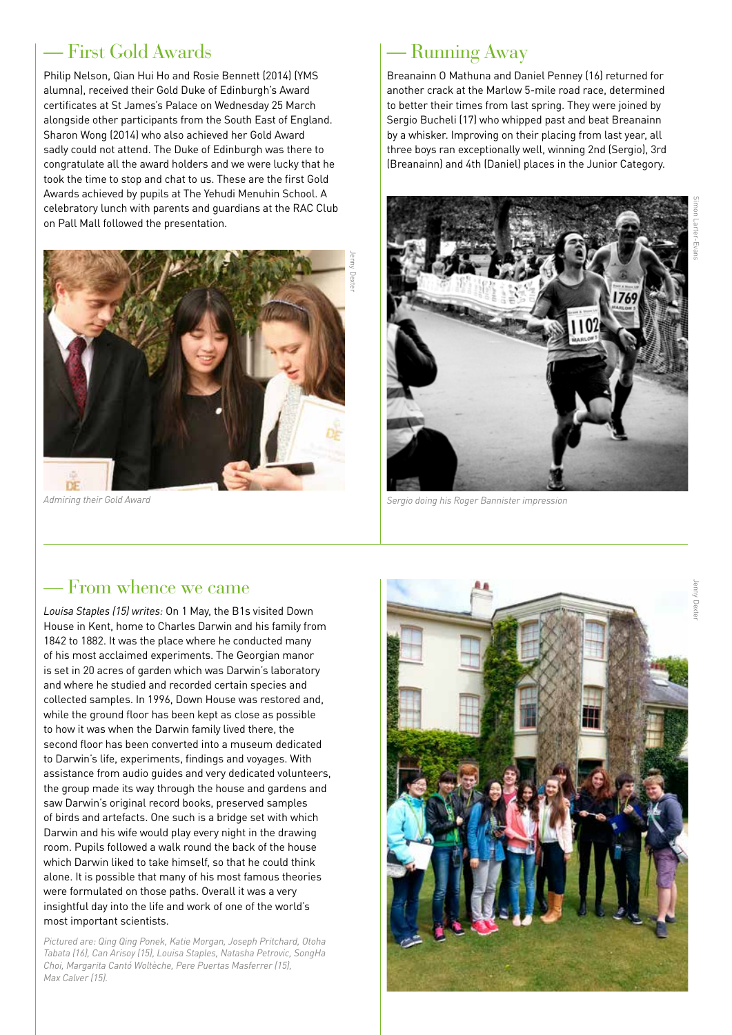## — First Gold Awards

Philip Nelson, Qian Hui Ho and Rosie Bennett (2014) (YMS alumna), received their Gold Duke of Edinburgh's Award certificates at St James's Palace on Wednesday 25 March alongside other participants from the South East of England. Sharon Wong (2014) who also achieved her Gold Award sadly could not attend. The Duke of Edinburgh was there to congratulate all the award holders and we were lucky that he took the time to stop and chat to us. These are the first Gold Awards achieved by pupils at The Yehudi Menuhin School. A celebratory lunch with parents and guardians at the RAC Club on Pall Mall followed the presentation.

Jenny Dexter

*Admiring their Gold Award*

## — Running Away

Breanainn O Mathuna and Daniel Penney (16) returned for another crack at the Marlow 5-mile road race, determined to better their times from last spring. They were joined by Sergio Bucheli (17) who whipped past and beat Breanainn by a whisker. Improving on their placing from last year, all three boys ran exceptionally well, winning 2nd (Sergio), 3rd (Breanainn) and 4th (Daniel) places in the Junior Category.

Simon Larter-Evans

*Sergio doing his Roger Bannister impression*

## — From whence we came

*Louisa Staples (15) writes:* On 1 May, the B1s visited Down House in Kent, home to Charles Darwin and his family from 1842 to 1882. It was the place where he conducted many of his most acclaimed experiments. The Georgian manor is set in 20 acres of garden which was Darwin's laboratory and where he studied and recorded certain species and collected samples. In 1996, Down House was restored and, while the ground floor has been kept as close as possible to how it was when the Darwin family lived there, the second floor has been converted into a museum dedicated to Darwin's life, experiments, findings and voyages. With assistance from audio guides and very dedicated volunteers, the group made its way through the house and gardens and saw Darwin's original record books, preserved samples of birds and artefacts. One such is a bridge set with which Darwin and his wife would play every night in the drawing room. Pupils followed a walk round the back of the house which Darwin liked to take himself, so that he could think alone. It is possible that many of his most famous theories were formulated on those paths. Overall it was a very insightful day into the life and work of one of the world's most important scientists.

*Pictured are: Qing Qing Ponek, Katie Morgan, Joseph Pritchard, Otoha Tabata (16), Can Arisoy (15), Louisa Staples, Natasha Petrovic, SongHa Choi, Margarita Cantó Woltèche, Pere Puertas Masferrer (15), Max Calver (15).*

Jenny Dexter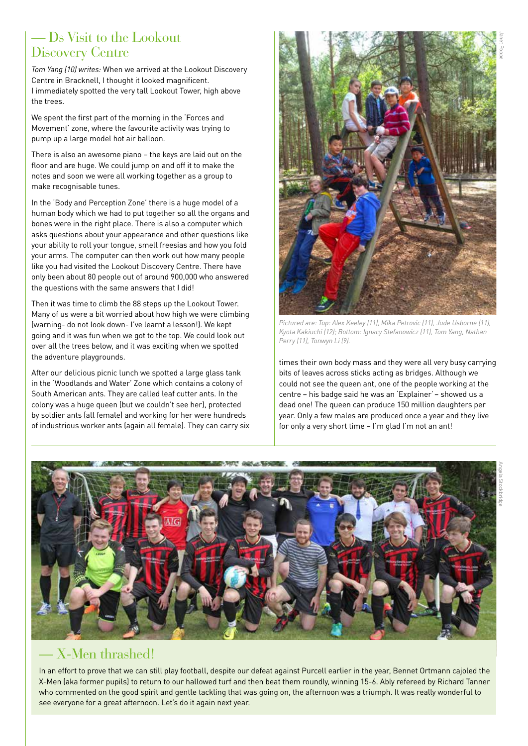## — Ds Visit to the Lookout Discovery Centre

*Tom Yang (10) writes:* When we arrived at the Lookout Discovery Centre in Bracknell, I thought it looked magnificent. I immediately spotted the very tall Lookout Tower, high above the trees.

We spent the first part of the morning in the 'Forces and Movement' zone, where the favourite activity was trying to pump up a large model hot air balloon.

There is also an awesome piano – the keys are laid out on the floor and are huge. We could jump on and off it to make the notes and soon we were all working together as a group to make recognisable tunes.

In the 'Body and Perception Zone' there is a huge model of a human body which we had to put together so all the organs and bones were in the right place. There is also a computer which asks questions about your appearance and other questions like your ability to roll your tongue, smell freesias and how you fold your arms. The computer can then work out how many people like you had visited the Lookout Discovery Centre. There have only been about 80 people out of around 900,000 who answered the questions with the same answers that I did!

Then it was time to climb the 88 steps up the Lookout Tower. Many of us were a bit worried about how high we were climbing (warning- do not look down- I've learnt a lesson!). We kept going and it was fun when we got to the top. We could look out over all the trees below, and it was exciting when we spotted the adventure playgrounds.

After our delicious picnic lunch we spotted a large glass tank in the 'Woodlands and Water' Zone which contains a colony of South American ants. They are called leaf cutter ants. In the colony was a huge queen (but we couldn't see her), protected by soldier ants (all female) and working for her were hundreds of industrious worker ants (again all female). They can carry six times their own body mass and they were all very busy carrying bits of leaves across sticks acting as bridges. Although we could not see the queen ant, one of the people working at the centre – his badge said he was an 'Explainer' – showed us a dead one! The queen can produce 150 million daughters per year. Only a few males are produced once a year and they live for only a very short time – I'm glad I'm not an ant!

Janet Poppe

*Pictured are: Top: Alex Keeley (11), Mika Petrovic (11), Jude Usborne (11), Kyota Kakiuchi (12); Bottom: Ignacy Stefanowicz (11), Tom Yang, Nathan Perry (11), Tonwyn Li (9).*

Angela Stockbridge

## — X-Men thrashed!

In an effort to prove that we can still play football, despite our defeat against Purcell earlier in the year, Bennet Ortmann cajoled the X-Men (aka former pupils) to return to our hallowed turf and then beat them roundly, winning 15-6. Ably refereed by Richard Tanner who commented on the good spirit and gentle tackling that was going on, the afternoon was a triumph. It was really wonderful to see everyone for a great afternoon. Let's do it again next year.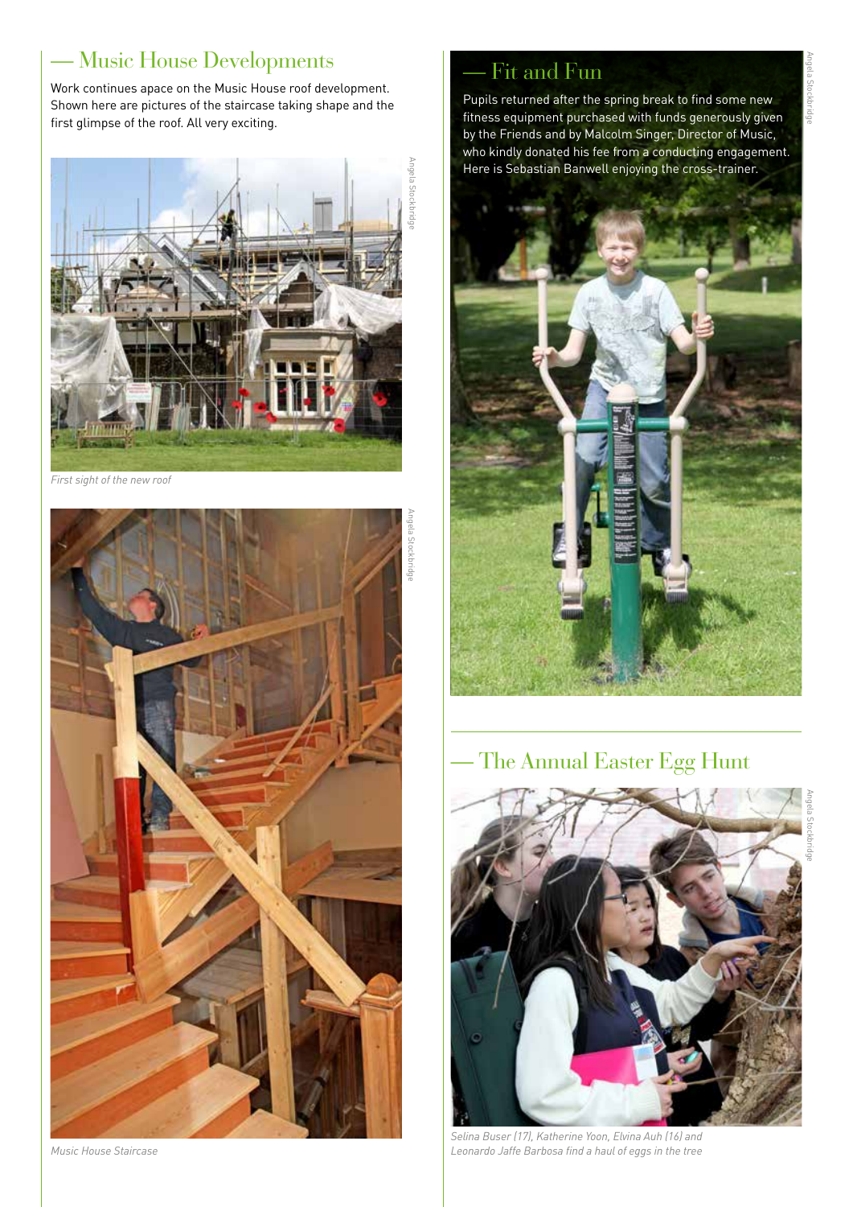## — Music House Developments

Work continues apace on the Music House roof development. Shown here are pictures of the staircase taking shape and the first glimpse of the roof. All very exciting.

Angela Stockbridge

*First sight of the new roof*

Angela Stockbridge

*Music House Staircase*

## — Fit and Fun

Pupils returned after the spring break to find some new fitness equipment purchased with funds generously given by the Friends and by Malcolm Singer, Director of Music, who kindly donated his fee from a conducting engagement. Here is Sebastian Banwell enjoying the cross-trainer.

Angela Stockbridge

## — The Annual Easter Egg Hunt

Angela Stockbridge

*Selina Buser (17), Katherine Yoon, Elvina Auh (16) and Leonardo Jaffe Barbosa find a haul of eggs in the tree*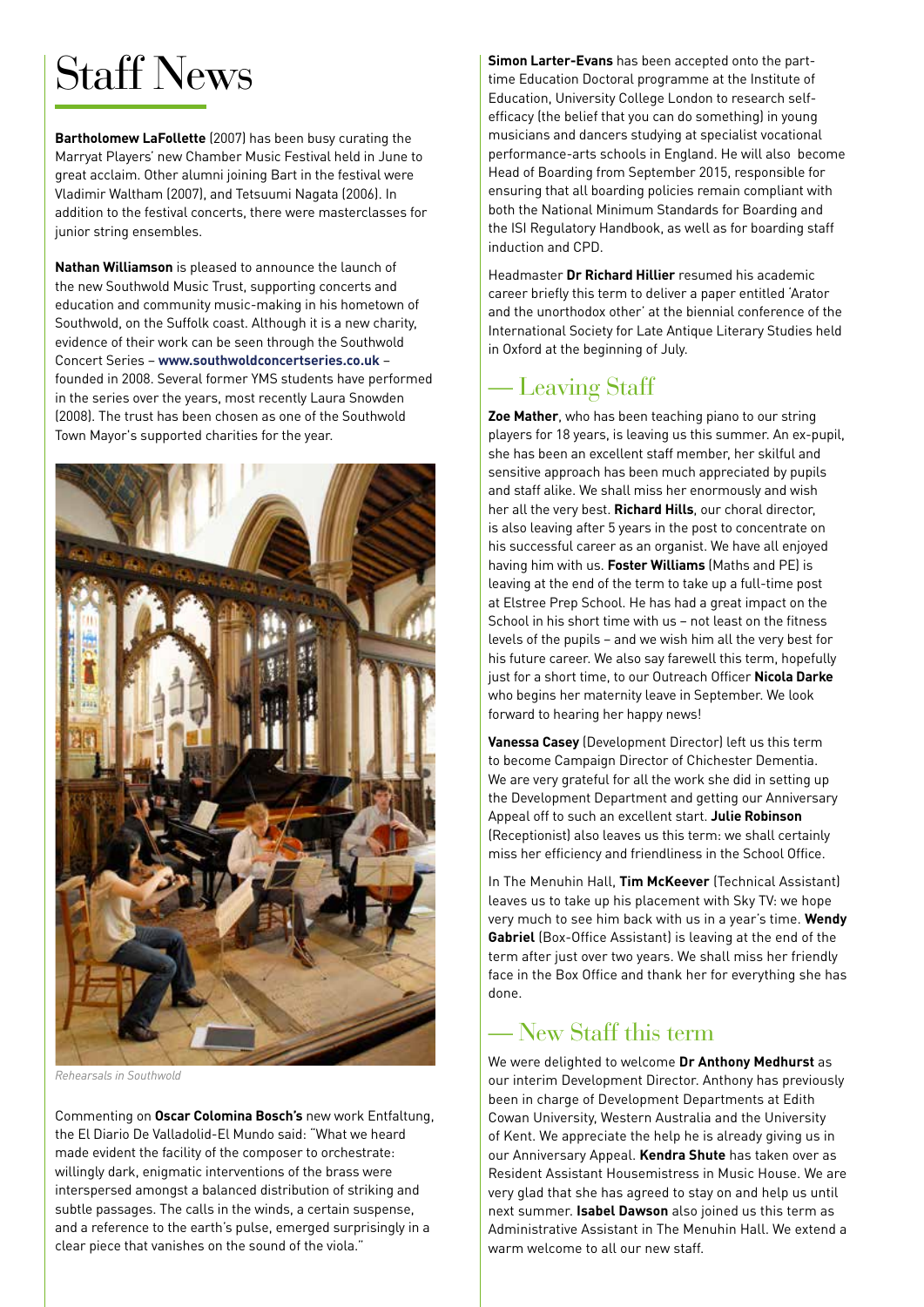# Staff News

**Bartholomew LaFollette** (2007) has been busy curating the Marryat Players' new Chamber Music Festival held in June to great acclaim. Other alumni joining Bart in the festival were Vladimir Waltham (2007), and Tetsuumi Nagata (2006). In addition to the festival concerts, there were masterclasses for junior string ensembles.

**Nathan Williamson** is pleased to announce the launch of the new Southwold Music Trust, supporting concerts and education and community music-making in his hometown of Southwold, on the Suffolk coast. Although it is a new charity, evidence of their work can be seen through the Southwold Concert Series – **www.southwoldconcertseries.co.uk** – founded in 2008. Several former YMS students have performed in the series over the years, most recently Laura Snowden (2008). The trust has been chosen as one of the Southwold Town Mayor's supported charities for the year.

*Rehearsals in Southwold*

Commenting on **Oscar Colomina Bosch's** new work Entfaltung, the El Diario De Valladolid-El Mundo said: "What we heard made evident the facility of the composer to orchestrate: willingly dark, enigmatic interventions of the brass were interspersed amongst a balanced distribution of striking and subtle passages. The calls in the winds, a certain suspense, and a reference to the earth's pulse, emerged surprisingly in a clear piece that vanishes on the sound of the viola."

**Simon Larter-Evans** has been accepted onto the part-time Education Doctoral programme at the Institute of Education, University College London to research self-efficacy (the belief that you can do something) in young musicians and dancers studying at specialist vocational performance-arts schools in England. He will also become Head of Boarding from September 2015, responsible for ensuring that all boarding policies remain compliant with both the National Minimum Standards for Boarding and the ISI Regulatory Handbook, as well as for boarding staff induction and CPD.

Headmaster **Dr Richard Hillier** resumed his academic career briefly this term to deliver a paper entitled 'Arator and the unorthodox other' at the biennial conference of the International Society for Late Antique Literary Studies held in Oxford at the beginning of July.

## — Leaving Staff

**Zoe Mather**, who has been teaching piano to our string players for 18 years, is leaving us this summer. An ex-pupil, she has been an excellent staff member, her skilful and sensitive approach has been much appreciated by pupils and staff alike. We shall miss her enormously and wish her all the very best. **Richard Hills**, our choral director, is also leaving after 5 years in the post to concentrate on his successful career as an organist. We have all enjoyed having him with us. **Foster Williams** (Maths and PE) is leaving at the end of the term to take up a full-time post at Elstree Prep School. He has had a great impact on the School in his short time with us – not least on the fitness levels of the pupils – and we wish him all the very best for his future career. We also say farewell this term, hopefully just for a short time, to our Outreach Officer **Nicola Darke** who begins her maternity leave in September. We look forward to hearing her happy news!

**Vanessa Casey** (Development Director) left us this term to become Campaign Director of Chichester Dementia. We are very grateful for all the work she did in setting up the Development Department and getting our Anniversary Appeal off to such an excellent start. **Julie Robinson** (Receptionist) also leaves us this term: we shall certainly miss her efficiency and friendliness in the School Office.

In The Menuhin Hall, **Tim McKeever** (Technical Assistant) leaves us to take up his placement with Sky TV: we hope very much to see him back with us in a year's time. **Wendy Gabriel** (Box-Office Assistant) is leaving at the end of the term after just over two years. We shall miss her friendly face in the Box Office and thank her for everything she has done.

## — New Staff this term

We were delighted to welcome **Dr Anthony Medhurst** as our interim Development Director. Anthony has previously been in charge of Development Departments at Edith Cowan University, Western Australia and the University of Kent. We appreciate the help he is already giving us in our Anniversary Appeal. **Kendra Shute** has taken over as Resident Assistant Housemistress in Music House. We are very glad that she has agreed to stay on and help us until next summer. **Isabel Dawson** also joined us this term as Administrative Assistant in The Menuhin Hall. We extend a warm welcome to all our new staff.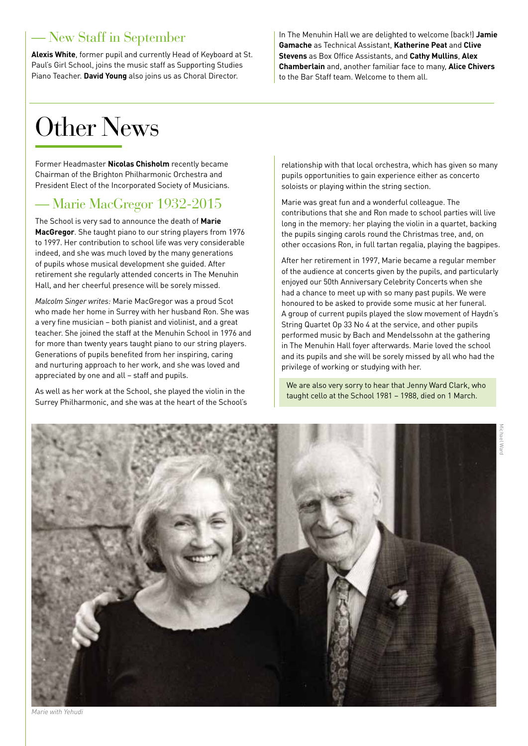## — New Staff in September

**Alexis White**, former pupil and currently Head of Keyboard at St. Paul's Girl School, joins the music staff as Supporting Studies Piano Teacher. **David Young** also joins us as Choral Director.

In The Menuhin Hall we are delighted to welcome (back!) **Jamie Gamache** as Technical Assistant, **Katherine Peat** and **Clive Stevens** as Box Office Assistants, and **Cathy Mullins**, **Alex Chamberlain** and, another familiar face to many, **Alice Chivers** to the Bar Staff team. Welcome to them all.

# Other News

Former Headmaster **Nicolas Chisholm** recently became Chairman of the Brighton Philharmonic Orchestra and President Elect of the Incorporated Society of Musicians.

## — Marie MacGregor 1932-2015

The School is very sad to announce the death of **Marie MacGregor**. She taught piano to our string players from 1976 to 1997. Her contribution to school life was very considerable indeed, and she was much loved by the many generations of pupils whose musical development she guided. After retirement she regularly attended concerts in The Menuhin Hall, and her cheerful presence will be sorely missed.

*Malcolm Singer writes:* Marie MacGregor was a proud Scot who made her home in Surrey with her husband Ron. She was a very fine musician – both pianist and violinist, and a great teacher. She joined the staff at the Menuhin School in 1976 and for more than twenty years taught piano to our string players. Generations of pupils benefited from her inspiring, caring and nurturing approach to her work, and she was loved and appreciated by one and all – staff and pupils.

As well as her work at the School, she played the violin in the Surrey Philharmonic, and she was at the heart of the School's relationship with that local orchestra, which has given so many pupils opportunities to gain experience either as concerto soloists or playing within the string section.

Marie was great fun and a wonderful colleague. The contributions that she and Ron made to school parties will live long in the memory: her playing the violin in a quartet, backing the pupils singing carols round the Christmas tree, and, on other occasions Ron, in full tartan regalia, playing the bagpipes.

After her retirement in 1997, Marie became a regular member of the audience at concerts given by the pupils, and particularly enjoyed our 50th Anniversary Celebrity Concerts when she had a chance to meet up with so many past pupils. We were honoured to be asked to provide some music at her funeral. A group of current pupils played the slow movement of Haydn's String Quartet Op 33 No 4 at the service, and other pupils performed music by Bach and Mendelssohn at the gathering in The Menuhin Hall foyer afterwards. Marie loved the school and its pupils and she will be sorely missed by all who had the privilege of working or studying with her.

We are also very sorry to hear that Jenny Ward Clark, who taught cello at the School 1981 – 1988, died on 1 March.

Michael Ward

*Marie with Yehudi*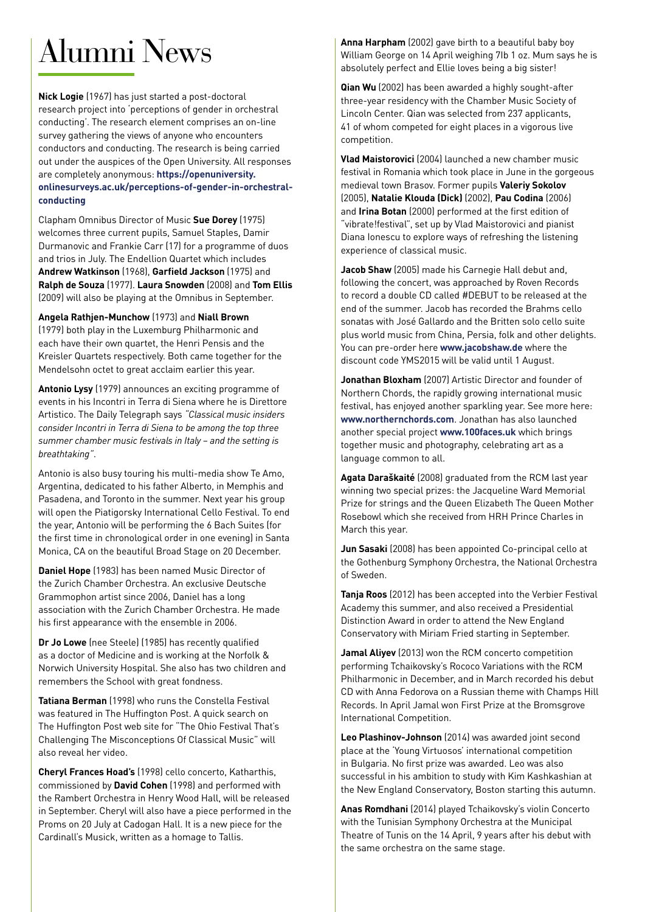# Alumni News

**Nick Logie** (1967) has just started a post-doctoral research project into 'perceptions of gender in orchestral conducting'. The research element comprises an on-line survey gathering the views of anyone who encounters conductors and conducting. The research is being carried out under the auspices of the Open University. All responses are completely anonymous: **https://openuniversity.onlinesurveys.ac.uk/perceptions-of-gender-in-orchestral-conducting**

Clapham Omnibus Director of Music **Sue Dorey** (1975) welcomes three current pupils, Samuel Staples, Damir Durmanovic and Frankie Carr (17) for a programme of duos and trios in July. The Endellion Quartet which includes **Andrew Watkinson** (1968), **Garfield Jackson** (1975) and **Ralph de Souza** (1977). **Laura Snowden** (2008) and **Tom Ellis** (2009) will also be playing at the Omnibus in September.

**Angela Rathjen-Munchow** (1973) and **Niall Brown** (1979) both play in the Luxemburg Philharmonic and each have their own quartet, the Henri Pensis and the Kreisler Quartets respectively. Both came together for the Mendelsohn octet to great acclaim earlier this year.

**Antonio Lysy** (1979) announces an exciting programme of events in his Incontri in Terra di Siena where he is Direttore Artistico. The Daily Telegraph says *"Classical music insiders consider Incontri in Terra di Siena to be among the top three summer chamber music festivals in Italy – and the setting is breathtaking"*.

Antonio is also busy touring his multi-media show Te Amo, Argentina, dedicated to his father Alberto, in Memphis and Pasadena, and Toronto in the summer. Next year his group will open the Piatigorsky International Cello Festival. To end the year, Antonio will be performing the 6 Bach Suites (for the first time in chronological order in one evening) in Santa Monica, CA on the beautiful Broad Stage on 20 December.

**Daniel Hope** (1983) has been named Music Director of the Zurich Chamber Orchestra. An exclusive Deutsche Grammophon artist since 2006, Daniel has a long association with the Zurich Chamber Orchestra. He made his first appearance with the ensemble in 2006.

**Dr Jo Lowe** (nee Steele) (1985) has recently qualified as a doctor of Medicine and is working at the Norfolk & Norwich University Hospital. She also has two children and remembers the School with great fondness.

**Tatiana Berman** (1998) who runs the Constella Festival was featured in The Huffington Post. A quick search on The Huffington Post web site for "The Ohio Festival That's Challenging The Misconceptions Of Classical Music" will also reveal her video.

**Cheryl Frances Hoad's** (1998) cello concerto, Katharthis, commissioned by **David Cohen** (1998) and performed with the Rambert Orchestra in Henry Wood Hall, will be released in September. Cheryl will also have a piece performed in the Proms on 20 July at Cadogan Hall. It is a new piece for the Cardinall's Musick, written as a homage to Tallis.

**Anna Harpham** (2002) gave birth to a beautiful baby boy William George on 14 April weighing 7lb 1 oz. Mum says he is absolutely perfect and Ellie loves being a big sister!

**Qian Wu** (2002) has been awarded a highly sought-after three-year residency with the Chamber Music Society of Lincoln Center. Qian was selected from 237 applicants, 41 of whom competed for eight places in a vigorous live competition.

**Vlad Maistorovici** (2004) launched a new chamber music festival in Romania which took place in June in the gorgeous medieval town Brasov. Former pupils **Valeriy Sokolov** (2005), **Natalie Klouda (Dick)** (2002), **Pau Codina** (2006) and **Irina Botan** (2000) performed at the first edition of "vibrate!festival", set up by Vlad Maistorovici and pianist Diana Ionescu to explore ways of refreshing the listening experience of classical music.

**Jacob Shaw** (2005) made his Carnegie Hall debut and, following the concert, was approached by Roven Records to record a double CD called #DEBUT to be released at the end of the summer. Jacob has recorded the Brahms cello sonatas with José Gallardo and the Britten solo cello suite plus world music from China, Persia, folk and other delights. You can pre-order here **www.jacobshaw.de** where the discount code YMS2015 will be valid until 1 August.

**Jonathan Bloxham** (2007) Artistic Director and founder of Northern Chords, the rapidly growing international music festival, has enjoyed another sparkling year. See more here: **www.northernchords.com**. Jonathan has also launched another special project **www.100faces.uk** which brings together music and photography, celebrating art as a language common to all.

**Agata Daraškaité** (2008) graduated from the RCM last year winning two special prizes: the Jacqueline Ward Memorial Prize for strings and the Queen Elizabeth The Queen Mother Rosebowl which she received from HRH Prince Charles in March this year.

**Jun Sasaki** (2008) has been appointed Co-principal cello at the Gothenburg Symphony Orchestra, the National Orchestra of Sweden.

**Tanja Roos** (2012) has been accepted into the Verbier Festival Academy this summer, and also received a Presidential Distinction Award in order to attend the New England Conservatory with Miriam Fried starting in September.

**Jamal Aliyev** (2013) won the RCM concerto competition performing Tchaikovsky's Rococo Variations with the RCM Philharmonic in December, and in March recorded his debut CD with Anna Fedorova on a Russian theme with Champs Hill Records. In April Jamal won First Prize at the Bromsgrove International Competition.

**Leo Plashinov-Johnson** (2014) was awarded joint second place at the 'Young Virtuosos' international competition in Bulgaria. No first prize was awarded. Leo was also successful in his ambition to study with Kim Kashkashian at the New England Conservatory, Boston starting this autumn.

**Anas Romdhani** (2014) played Tchaikovsky's violin Concerto with the Tunisian Symphony Orchestra at the Municipal Theatre of Tunis on the 14 April, 9 years after his debut with the same orchestra on the same stage.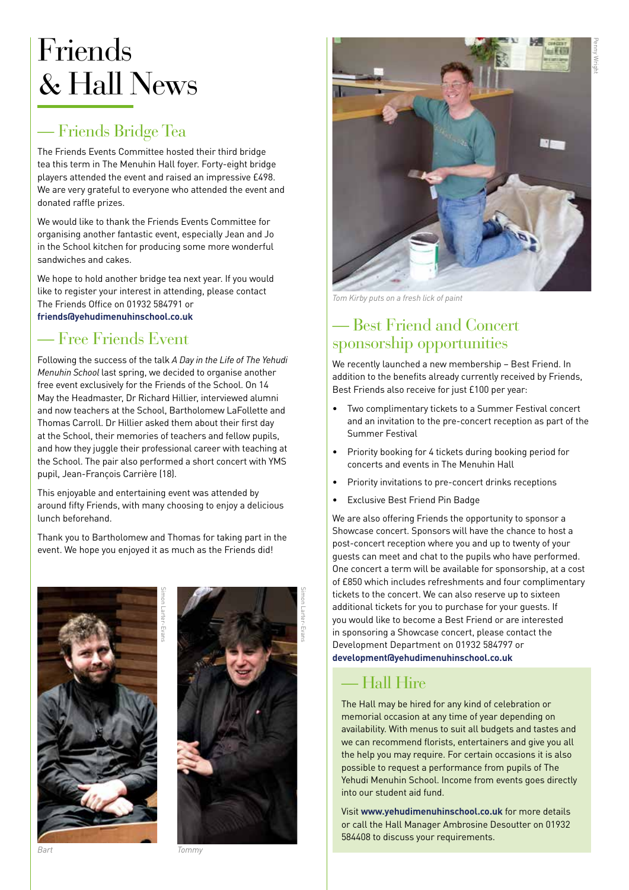# Friends & Hall News

## — Friends Bridge Tea

The Friends Events Committee hosted their third bridge tea this term in The Menuhin Hall foyer. Forty-eight bridge players attended the event and raised an impressive £498. We are very grateful to everyone who attended the event and donated raffle prizes.

We would like to thank the Friends Events Committee for organising another fantastic event, especially Jean and Jo in the School kitchen for producing some more wonderful sandwiches and cakes.

We hope to hold another bridge tea next year. If you would like to register your interest in attending, please contact The Friends Office on 01932 584791 or **friends@yehudimenuhinschool.co.uk**

## — Free Friends Event

Following the success of the talk *A Day in the Life of The Yehudi Menuhin School* last spring, we decided to organise another free event exclusively for the Friends of the School. On 14 May the Headmaster, Dr Richard Hillier, interviewed alumni and now teachers at the School, Bartholomew LaFollette and Thomas Carroll. Dr Hillier asked them about their first day at the School, their memories of teachers and fellow pupils, and how they juggle their professional career with teaching at the School. The pair also performed a short concert with YMS pupil, Jean-François Carrière (18).

This enjoyable and entertaining event was attended by around fifty Friends, with many choosing to enjoy a delicious lunch beforehand.

Thank you to Bartholomew and Thomas for taking part in the event. We hope you enjoyed it as much as the Friends did!

Simon Larter-Evans

*Bart*

Simon Larter-Evans

*Tommy*

Penny Wright

*Tom Kirby puts on a fresh lick of paint*

## — Best Friend and Concert sponsorship opportunities

We recently launched a new membership – Best Friend. In addition to the benefits already currently received by Friends, Best Friends also receive for just £100 per year:

- Two complimentary tickets to a Summer Festival concert and an invitation to the pre-concert reception as part of the Summer Festival
- Priority booking for 4 tickets during booking period for concerts and events in The Menuhin Hall
- Priority invitations to pre-concert drinks receptions
- Exclusive Best Friend Pin Badge

We are also offering Friends the opportunity to sponsor a Showcase concert. Sponsors will have the chance to host a post-concert reception where you and up to twenty of your guests can meet and chat to the pupils who have performed. One concert a term will be available for sponsorship, at a cost of £850 which includes refreshments and four complimentary tickets to the concert. We can also reserve up to sixteen additional tickets for you to purchase for your guests. If you would like to become a Best Friend or are interested in sponsoring a Showcase concert, please contact the Development Department on 01932 584797 or **development@yehudimenuhinschool.co.uk**

## — Hall Hire

The Hall may be hired for any kind of celebration or memorial occasion at any time of year depending on availability. With menus to suit all budgets and tastes and we can recommend florists, entertainers and give you all the help you may require. For certain occasions it is also possible to request a performance from pupils of The Yehudi Menuhin School. Income from events goes directly into our student aid fund.

Visit **www.yehudimenuhinschool.co.uk** for more details or call the Hall Manager Ambrosine Desoutter on 01932 584408 to discuss your requirements.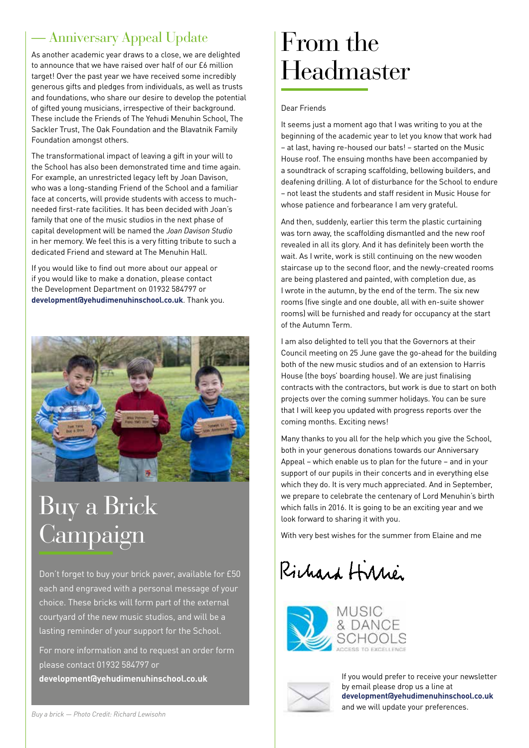## — Anniversary Appeal Update

As another academic year draws to a close, we are delighted to announce that we have raised over half of our £6 million target! Over the past year we have received some incredibly generous gifts and pledges from individuals, as well as trusts and foundations, who share our desire to develop the potential of gifted young musicians, irrespective of their background. These include the Friends of The Yehudi Menuhin School, The Sackler Trust, The Oak Foundation and the Blavatnik Family Foundation amongst others.

The transformational impact of leaving a gift in your will to the School has also been demonstrated time and time again. For example, an unrestricted legacy left by Joan Davison, who was a long-standing Friend of the School and a familiar face at concerts, will provide students with access to much-needed first-rate facilities. It has been decided with Joan's family that one of the music studios in the next phase of capital development will be named the *Joan Davison Studio* in her memory. We feel this is a very fitting tribute to such a dedicated Friend and steward at The Menuhin Hall.

If you would like to find out more about our appeal or if you would like to make a donation, please contact the Development Department on 01932 584797 or **development@yehudimenuhinschool.co.uk**. Thank you.

# Buy a Brick Campaign

Don't forget to buy your brick paver, available for £50 each and engraved with a personal message of your choice. These bricks will form part of the external courtyard of the new music studios, and will be a lasting reminder of your support for the School.

For more information and to request an order form please contact 01932 584797 or **development@yehudimenuhinschool.co.uk**

*Buy a brick — Photo Credit: Richard Lewisohn*

# From the Headmaster

Dear Friends

It seems just a moment ago that I was writing to you at the beginning of the academic year to let you know that work had – at last, having re-housed our bats! – started on the Music House roof. The ensuing months have been accompanied by a soundtrack of scraping scaffolding, bellowing builders, and deafening drilling. A lot of disturbance for the School to endure – not least the students and staff resident in Music House for whose patience and forbearance I am very grateful.

And then, suddenly, earlier this term the plastic curtaining was torn away, the scaffolding dismantled and the new roof revealed in all its glory. And it has definitely been worth the wait. As I write, work is still continuing on the new wooden staircase up to the second floor, and the newly-created rooms are being plastered and painted, with completion due, as I wrote in the autumn, by the end of the term. The six new rooms (five single and one double, all with en-suite shower rooms) will be furnished and ready for occupancy at the start of the Autumn Term.

I am also delighted to tell you that the Governors at their Council meeting on 25 June gave the go-ahead for the building both of the new music studios and of an extension to Harris House (the boys' boarding house). We are just finalising contracts with the contractors, but work is due to start on both projects over the coming summer holidays. You can be sure that I will keep you updated with progress reports over the coming months. Exciting news!

Many thanks to you all for the help which you give the School, both in your generous donations towards our Anniversary Appeal – which enable us to plan for the future – and in your support of our pupils in their concerts and in everything else which they do. It is very much appreciated. And in September, we prepare to celebrate the centenary of Lord Menuhin's birth which falls in 2016. It is going to be an exciting year and we look forward to sharing it with you.

With very best wishes for the summer from Elaine and me

Richard Hillier

MUSIC & DANCE SCHOOLS
ACCESS TO EXCELLENCE

If you would prefer to receive your newsletter by email please drop us a line at **development@yehudimenuhinschool.co.uk** and we will update your preferences.